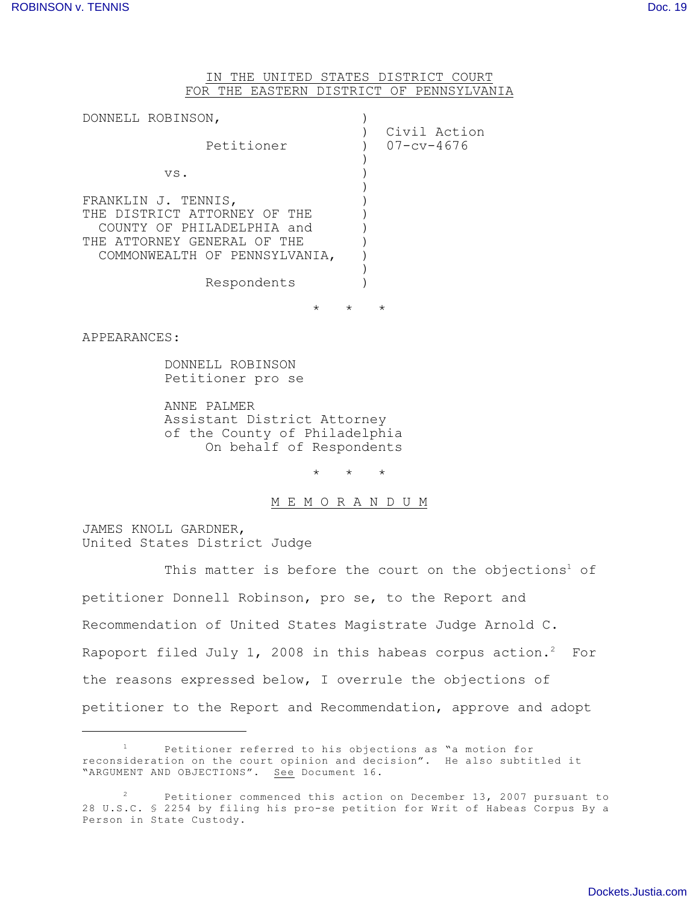IN THE UNITED STATES DISTRICT COURT
FOR THE EASTERN DISTRICT OF PENNSYLVANIA

DONNELL ROBINSON,

Petitioner

vs.

FRANKLIN J. TENNIS,
THE DISTRICT ATTORNEY OF THE COUNTY OF PHILADELPHIA and
THE ATTORNEY GENERAL OF THE COMMONWEALTH OF PENNSYLVANIA,

Respondents

Civil Action
07-cv-4676

\* \* \*

APPEARANCES:

DONNELL ROBINSON
Petitioner pro se

ANNE PALMER
Assistant District Attorney
of the County of Philadelphia
On behalf of Respondents

\* \* \*

# M E M O R A N D U M

JAMES KNOLL GARDNER,
United States District Judge

This matter is before the court on the objections[1] of petitioner Donnell Robinson, pro se, to the Report and Recommendation of United States Magistrate Judge Arnold C. Rapoport filed July 1, 2008 in this habeas corpus action.[2] For the reasons expressed below, I overrule the objections of petitioner to the Report and Recommendation, approve and adopt

---

[1] Petitioner referred to his objections as "a motion for reconsideration on the court opinion and decision". He also subtitled it "ARGUMENT AND OBJECTIONS". See Document 16.

[2] Petitioner commenced this action on December 13, 2007 pursuant to 28 U.S.C. § 2254 by filing his pro-se petition for Writ of Habeas Corpus By a Person in State Custody.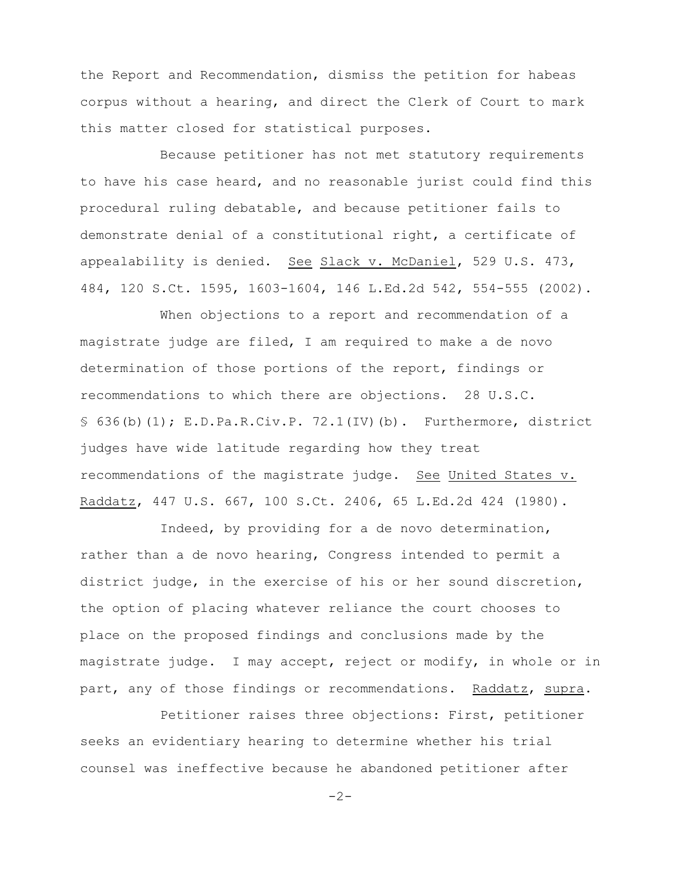the Report and Recommendation, dismiss the petition for habeas corpus without a hearing, and direct the Clerk of Court to mark this matter closed for statistical purposes.

Because petitioner has not met statutory requirements to have his case heard, and no reasonable jurist could find this procedural ruling debatable, and because petitioner fails to demonstrate denial of a constitutional right, a certificate of appealability is denied. See Slack v. McDaniel, 529 U.S. 473, 484, 120 S.Ct. 1595, 1603-1604, 146 L.Ed.2d 542, 554-555 (2002).

When objections to a report and recommendation of a magistrate judge are filed, I am required to make a de novo determination of those portions of the report, findings or recommendations to which there are objections. 28 U.S.C. § 636(b)(1); E.D.Pa.R.Civ.P. 72.1(IV)(b). Furthermore, district judges have wide latitude regarding how they treat recommendations of the magistrate judge. See United States v. Raddatz, 447 U.S. 667, 100 S.Ct. 2406, 65 L.Ed.2d 424 (1980).

Indeed, by providing for a de novo determination, rather than a de novo hearing, Congress intended to permit a district judge, in the exercise of his or her sound discretion, the option of placing whatever reliance the court chooses to place on the proposed findings and conclusions made by the magistrate judge. I may accept, reject or modify, in whole or in part, any of those findings or recommendations. Raddatz, supra.

Petitioner raises three objections: First, petitioner seeks an evidentiary hearing to determine whether his trial counsel was ineffective because he abandoned petitioner after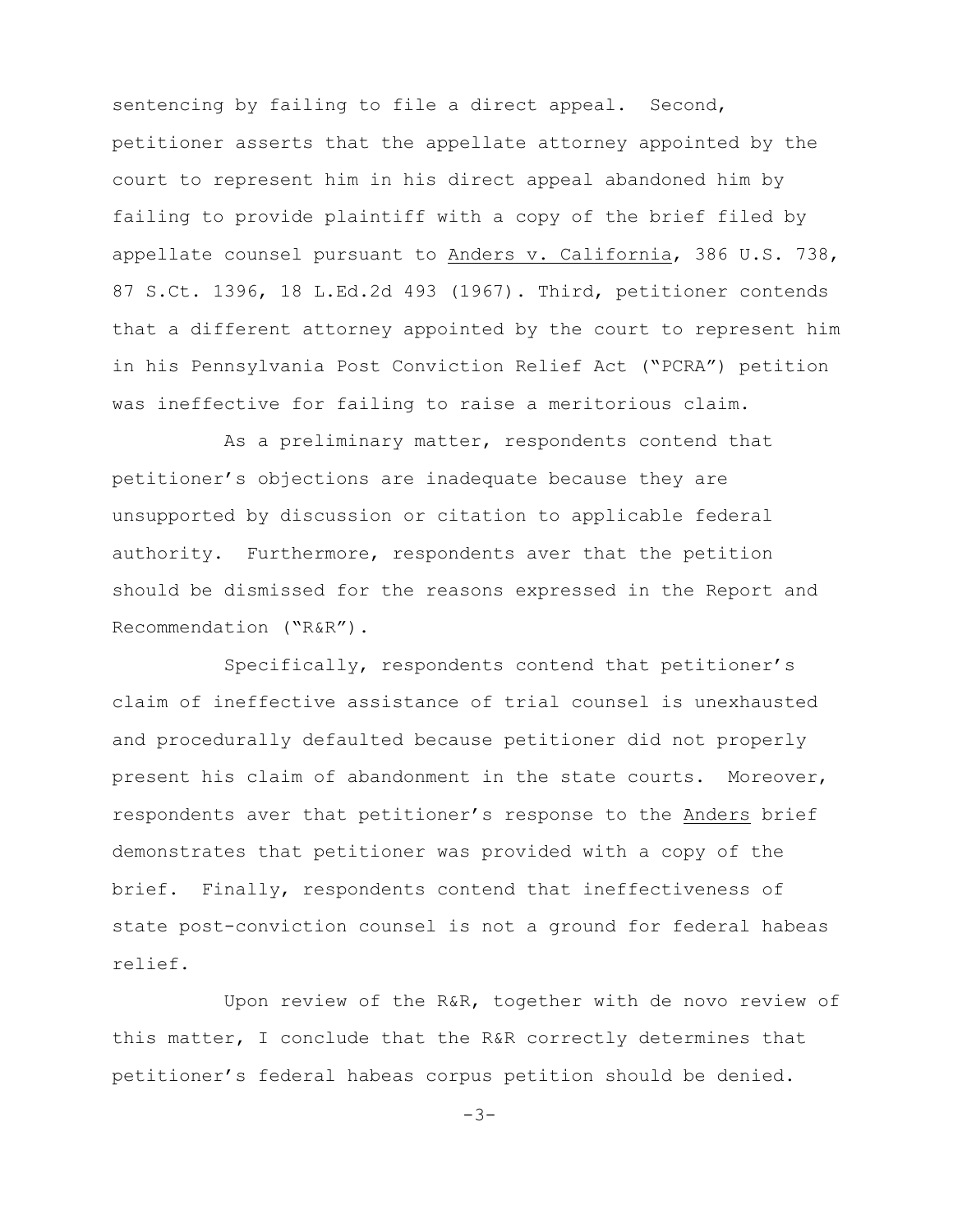sentencing by failing to file a direct appeal. Second, petitioner asserts that the appellate attorney appointed by the court to represent him in his direct appeal abandoned him by failing to provide plaintiff with a copy of the brief filed by appellate counsel pursuant to Anders v. California, 386 U.S. 738, 87 S.Ct. 1396, 18 L.Ed.2d 493 (1967). Third, petitioner contends that a different attorney appointed by the court to represent him in his Pennsylvania Post Conviction Relief Act ("PCRA") petition was ineffective for failing to raise a meritorious claim.

As a preliminary matter, respondents contend that petitioner's objections are inadequate because they are unsupported by discussion or citation to applicable federal authority. Furthermore, respondents aver that the petition should be dismissed for the reasons expressed in the Report and Recommendation ("R&R").

Specifically, respondents contend that petitioner's claim of ineffective assistance of trial counsel is unexhausted and procedurally defaulted because petitioner did not properly present his claim of abandonment in the state courts. Moreover, respondents aver that petitioner's response to the Anders brief demonstrates that petitioner was provided with a copy of the brief. Finally, respondents contend that ineffectiveness of state post-conviction counsel is not a ground for federal habeas relief.

Upon review of the R&R, together with de novo review of this matter, I conclude that the R&R correctly determines that petitioner's federal habeas corpus petition should be denied.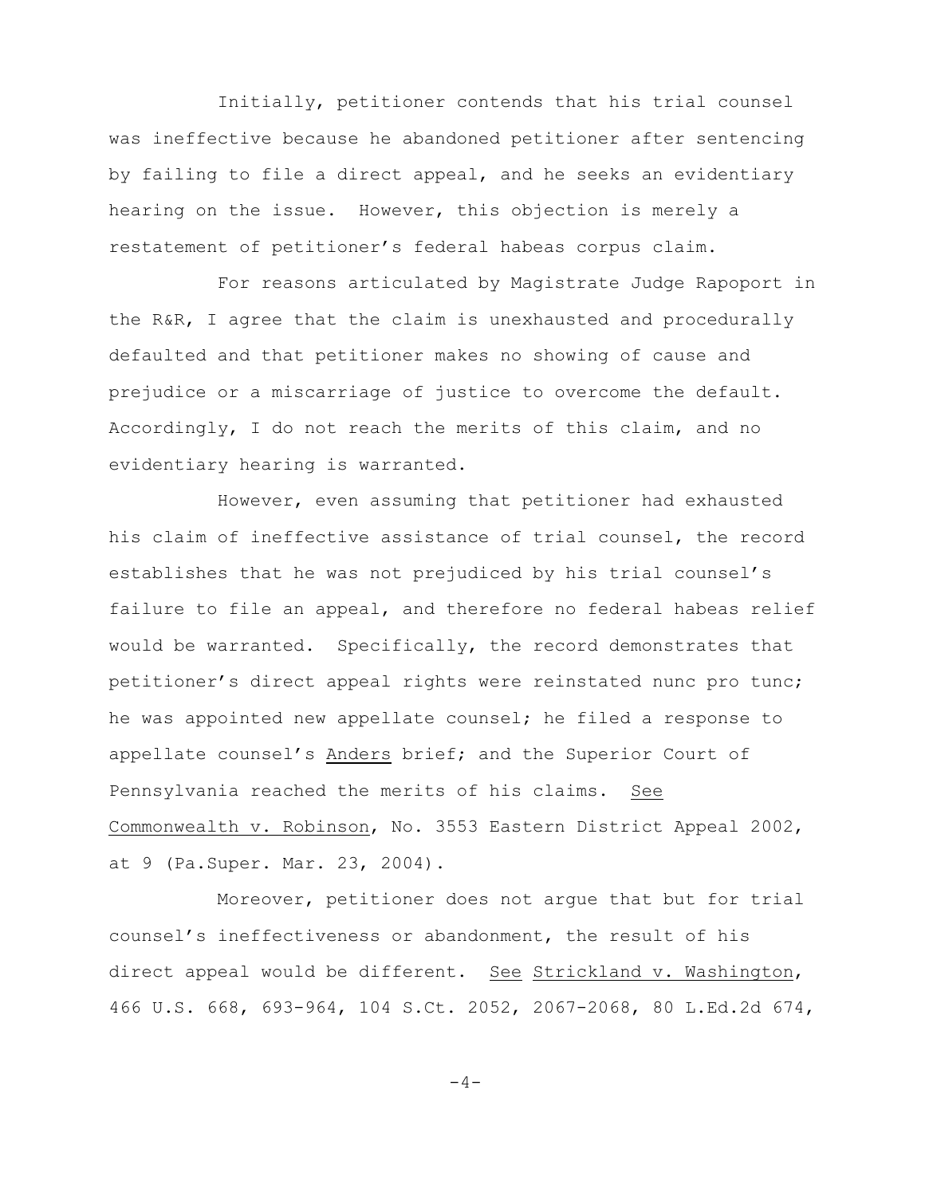Initially, petitioner contends that his trial counsel was ineffective because he abandoned petitioner after sentencing by failing to file a direct appeal, and he seeks an evidentiary hearing on the issue. However, this objection is merely a restatement of petitioner's federal habeas corpus claim.

For reasons articulated by Magistrate Judge Rapoport in the R&R, I agree that the claim is unexhausted and procedurally defaulted and that petitioner makes no showing of cause and prejudice or a miscarriage of justice to overcome the default. Accordingly, I do not reach the merits of this claim, and no evidentiary hearing is warranted.

However, even assuming that petitioner had exhausted his claim of ineffective assistance of trial counsel, the record establishes that he was not prejudiced by his trial counsel's failure to file an appeal, and therefore no federal habeas relief would be warranted. Specifically, the record demonstrates that petitioner's direct appeal rights were reinstated nunc pro tunc; he was appointed new appellate counsel; he filed a response to appellate counsel's Anders brief; and the Superior Court of Pennsylvania reached the merits of his claims. See Commonwealth v. Robinson, No. 3553 Eastern District Appeal 2002, at 9 (Pa.Super. Mar. 23, 2004).

Moreover, petitioner does not argue that but for trial counsel's ineffectiveness or abandonment, the result of his direct appeal would be different. See Strickland v. Washington, 466 U.S. 668, 693-964, 104 S.Ct. 2052, 2067-2068, 80 L.Ed.2d 674,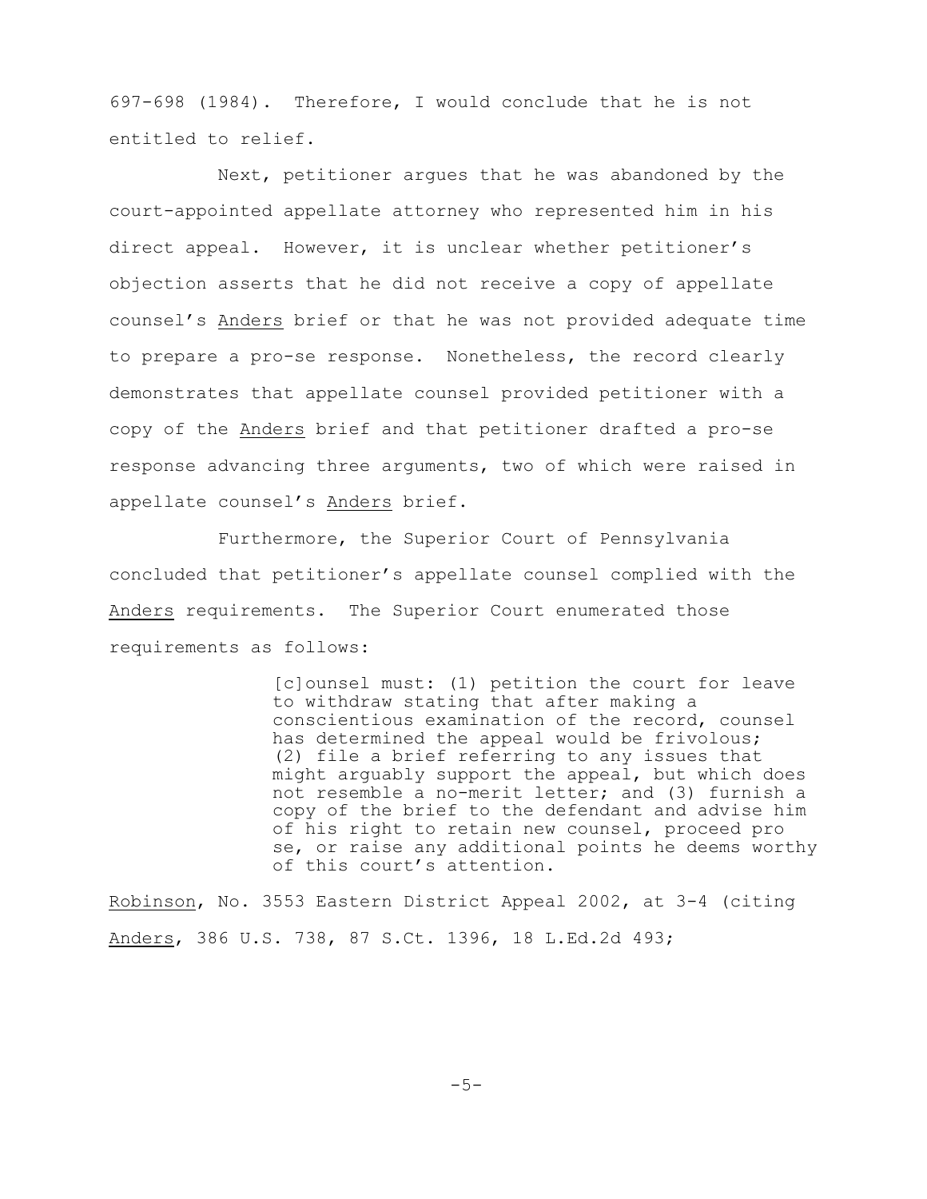697-698 (1984). Therefore, I would conclude that he is not entitled to relief.

Next, petitioner argues that he was abandoned by the court-appointed appellate attorney who represented him in his direct appeal. However, it is unclear whether petitioner's objection asserts that he did not receive a copy of appellate counsel's Anders brief or that he was not provided adequate time to prepare a pro-se response. Nonetheless, the record clearly demonstrates that appellate counsel provided petitioner with a copy of the Anders brief and that petitioner drafted a pro-se response advancing three arguments, two of which were raised in appellate counsel's Anders brief.

Furthermore, the Superior Court of Pennsylvania concluded that petitioner's appellate counsel complied with the Anders requirements. The Superior Court enumerated those requirements as follows:

> [c]ounsel must: (1) petition the court for leave to withdraw stating that after making a conscientious examination of the record, counsel has determined the appeal would be frivolous; (2) file a brief referring to any issues that might arguably support the appeal, but which does not resemble a no-merit letter; and (3) furnish a copy of the brief to the defendant and advise him of his right to retain new counsel, proceed pro se, or raise any additional points he deems worthy of this court's attention.

Robinson, No. 3553 Eastern District Appeal 2002, at 3-4 (citing Anders, 386 U.S. 738, 87 S.Ct. 1396, 18 L.Ed.2d 493;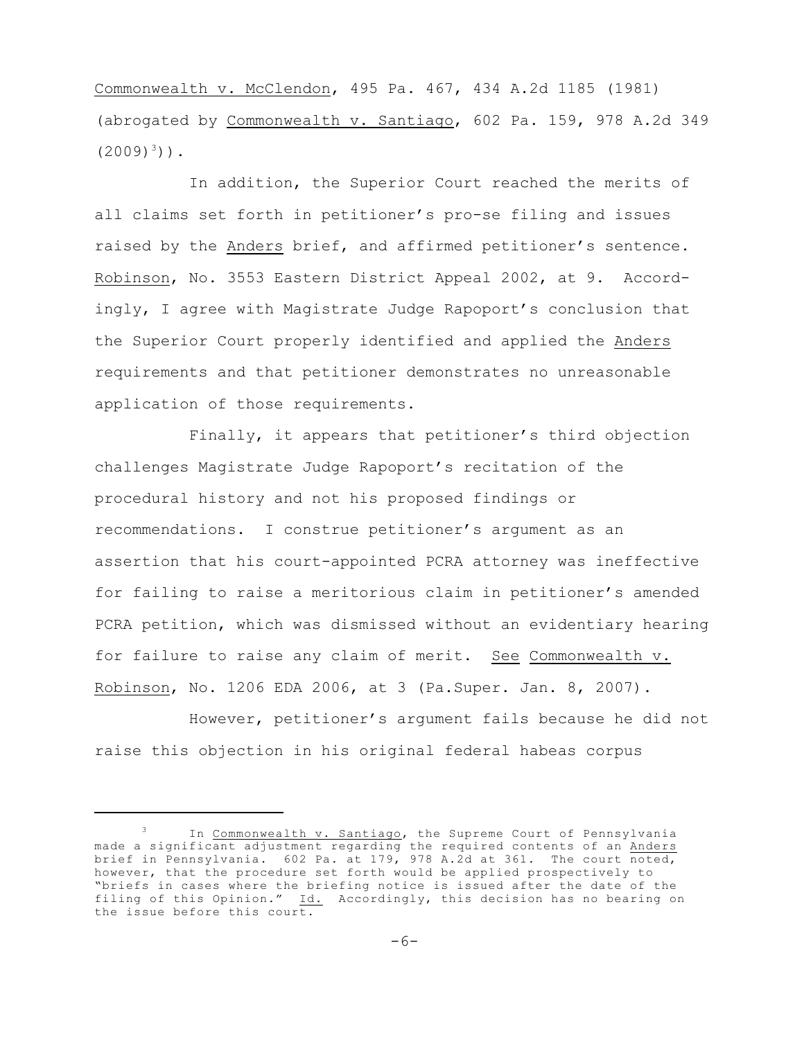Commonwealth v. McClendon, 495 Pa. 467, 434 A.2d 1185 (1981) (abrogated by Commonwealth v. Santiago, 602 Pa. 159, 978 A.2d 349 (2009)[3])).

In addition, the Superior Court reached the merits of all claims set forth in petitioner's pro-se filing and issues raised by the Anders brief, and affirmed petitioner's sentence. Robinson, No. 3553 Eastern District Appeal 2002, at 9. Accordingly, I agree with Magistrate Judge Rapoport's conclusion that the Superior Court properly identified and applied the Anders requirements and that petitioner demonstrates no unreasonable application of those requirements.

Finally, it appears that petitioner's third objection challenges Magistrate Judge Rapoport's recitation of the procedural history and not his proposed findings or recommendations. I construe petitioner's argument as an assertion that his court-appointed PCRA attorney was ineffective for failing to raise a meritorious claim in petitioner's amended PCRA petition, which was dismissed without an evidentiary hearing for failure to raise any claim of merit. See Commonwealth v. Robinson, No. 1206 EDA 2006, at 3 (Pa.Super. Jan. 8, 2007).

However, petitioner's argument fails because he did not raise this objection in his original federal habeas corpus

---

[3] In Commonwealth v. Santiago, the Supreme Court of Pennsylvania made a significant adjustment regarding the required contents of an Anders brief in Pennsylvania. 602 Pa. at 179, 978 A.2d at 361. The court noted, however, that the procedure set forth would be applied prospectively to "briefs in cases where the briefing notice is issued after the date of the filing of this Opinion." Id. Accordingly, this decision has no bearing on the issue before this court.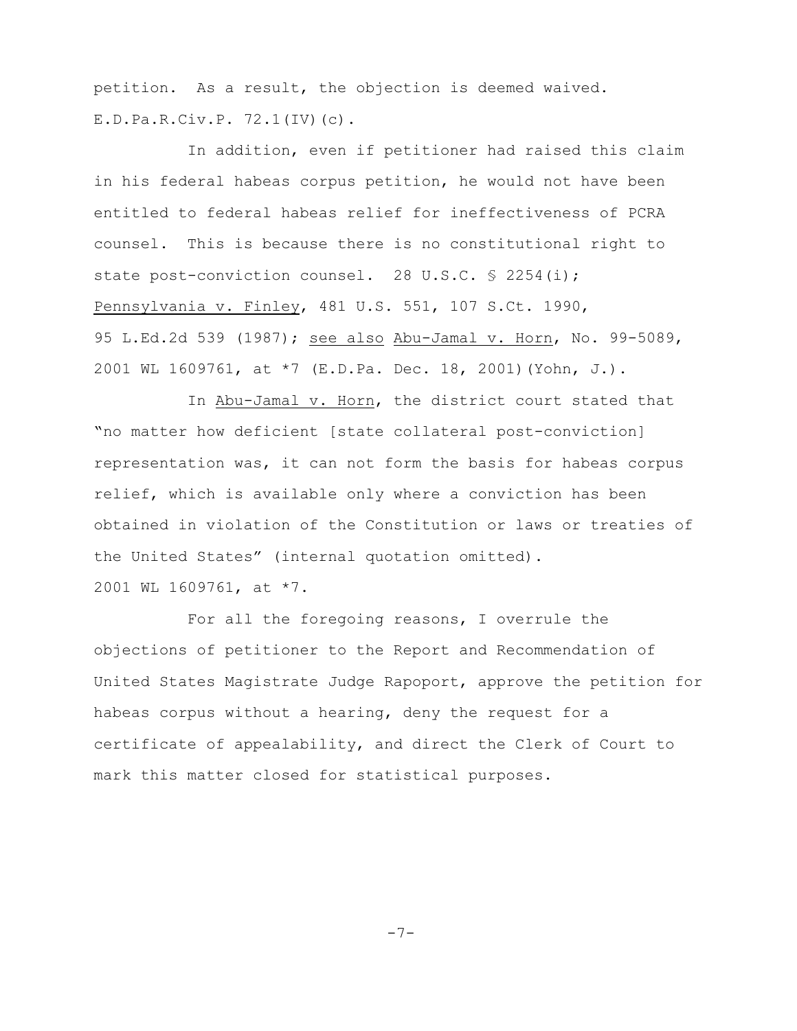petition. As a result, the objection is deemed waived. E.D.Pa.R.Civ.P. 72.1(IV)(c).

In addition, even if petitioner had raised this claim in his federal habeas corpus petition, he would not have been entitled to federal habeas relief for ineffectiveness of PCRA counsel. This is because there is no constitutional right to state post-conviction counsel. 28 U.S.C. § 2254(i); Pennsylvania v. Finley, 481 U.S. 551, 107 S.Ct. 1990, 95 L.Ed.2d 539 (1987); see also Abu-Jamal v. Horn, No. 99-5089, 2001 WL 1609761, at *7 (E.D.Pa. Dec. 18, 2001)(Yohn, J.).

In Abu-Jamal v. Horn, the district court stated that "no matter how deficient [state collateral post-conviction] representation was, it can not form the basis for habeas corpus relief, which is available only where a conviction has been obtained in violation of the Constitution or laws or treaties of the United States" (internal quotation omitted). 2001 WL 1609761, at *7.

For all the foregoing reasons, I overrule the objections of petitioner to the Report and Recommendation of United States Magistrate Judge Rapoport, approve the petition for habeas corpus without a hearing, deny the request for a certificate of appealability, and direct the Clerk of Court to mark this matter closed for statistical purposes.